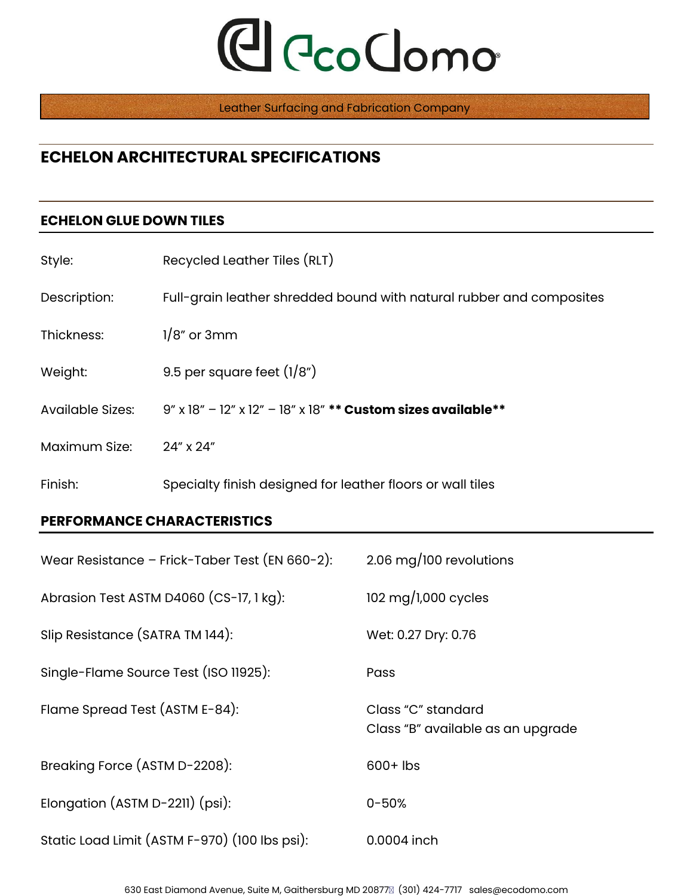# EcoDomo

Leather Surfacing and Fabrication Company

## ECHELON ARCHITECTURAL SPECIFICATIONS

### ECHELON GLUE DOWN TILES

| | |
|---|---|
| Style: | Recycled Leather Tiles (RLT) |
| Description: | Full-grain leather shredded bound with natural rubber and composites |
| Thickness: | 1/8" or 3mm |
| Weight: | 9.5 per square feet (1/8") |
| Available Sizes: | 9" x 18" – 12" x 12" – 18" x 18" **** Custom sizes available**** |
| Maximum Size: | 24" x 24" |
| Finish: | Specialty finish designed for leather floors or wall tiles |

### PERFORMANCE CHARACTERISTICS

| | |
|---|---|
| Wear Resistance – Frick-Taber Test (EN 660-2): | 2.06 mg/100 revolutions |
| Abrasion Test ASTM D4060 (CS-17, 1 kg): | 102 mg/1,000 cycles |
| Slip Resistance (SATRA TM 144): | Wet: 0.27 Dry: 0.76 |
| Single-Flame Source Test (ISO 11925): | Pass |
| Flame Spread Test (ASTM E-84): | Class "C" standard<br>Class "B" available as an upgrade |
| Breaking Force (ASTM D-2208): | 600+ lbs |
| Elongation (ASTM D-2211) (psi): | 0-50% |
| Static Load Limit (ASTM F-970) (100 lbs psi): | 0.0004 inch |

630 East Diamond Avenue, Suite M, Gaithersburg MD 20877 (301) 424-7717 sales@ecodomo.com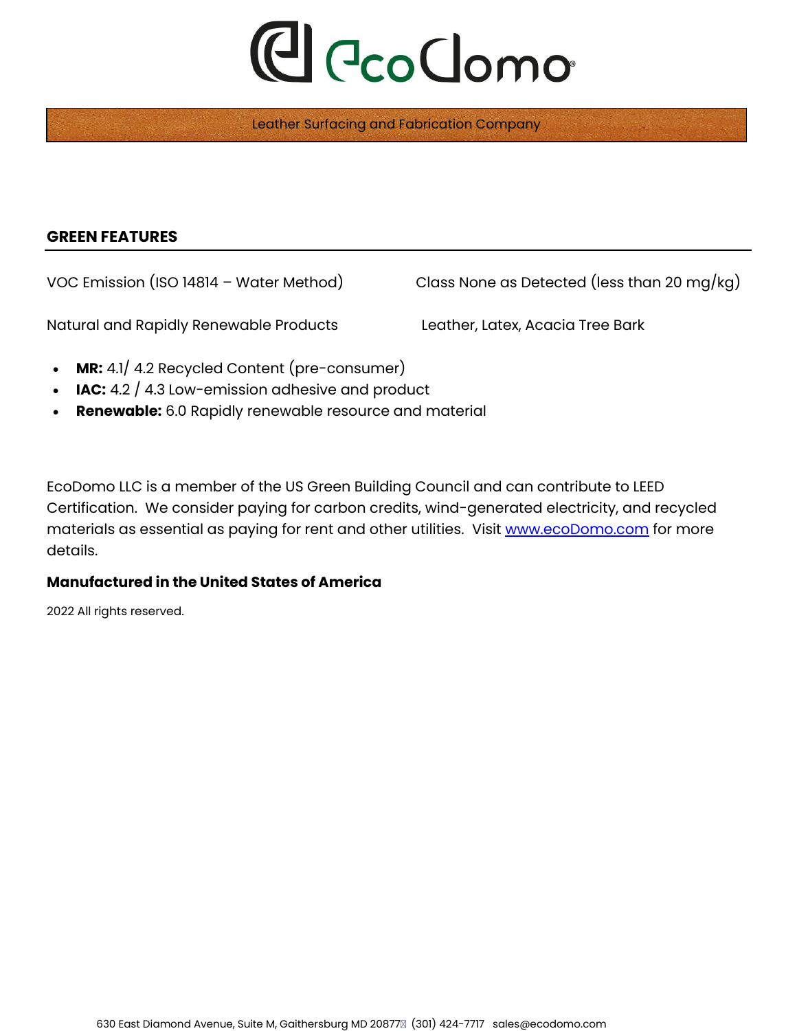# EcoDomo

Leather Surfacing and Fabrication Company

## GREEN FEATURES

| | |
|---|---|
| VOC Emission (ISO 14814 – Water Method) | Class None as Detected (less than 20 mg/kg) |
| Natural and Rapidly Renewable Products | Leather, Latex, Acacia Tree Bark |

- **MR:** 4.1/ 4.2 Recycled Content (pre-consumer)
- **IAC:** 4.2 / 4.3 Low-emission adhesive and product
- **Renewable:** 6.0 Rapidly renewable resource and material

EcoDomo LLC is a member of the US Green Building Council and can contribute to LEED Certification. We consider paying for carbon credits, wind-generated electricity, and recycled materials as essential as paying for rent and other utilities. Visit www.ecoDomo.com for more details.

**Manufactured in the United States of America**

2022 All rights reserved.

630 East Diamond Avenue, Suite M, Gaithersburg MD 20877 (301) 424-7717 sales@ecodomo.com